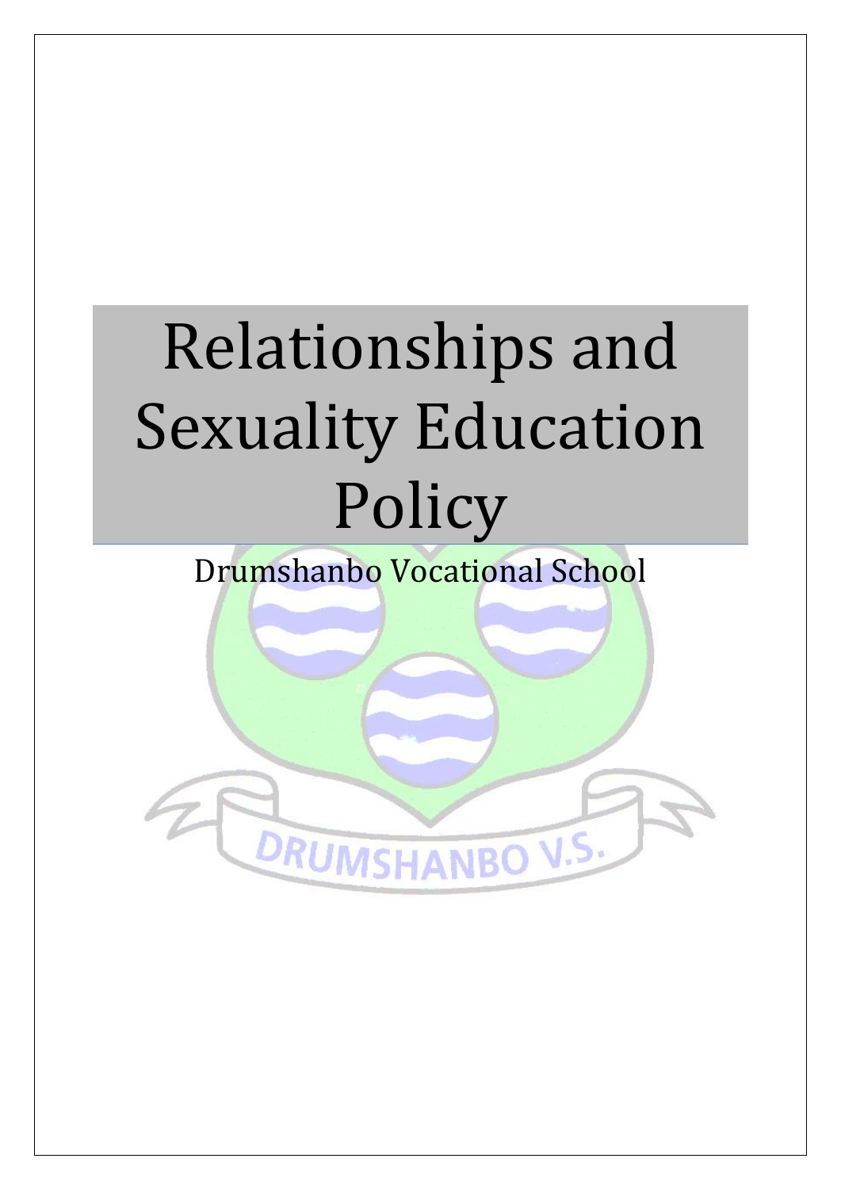# Relationships and Sexuality Education Policy

Drumshanbo Vocational School

DRUMSHANBO V.S.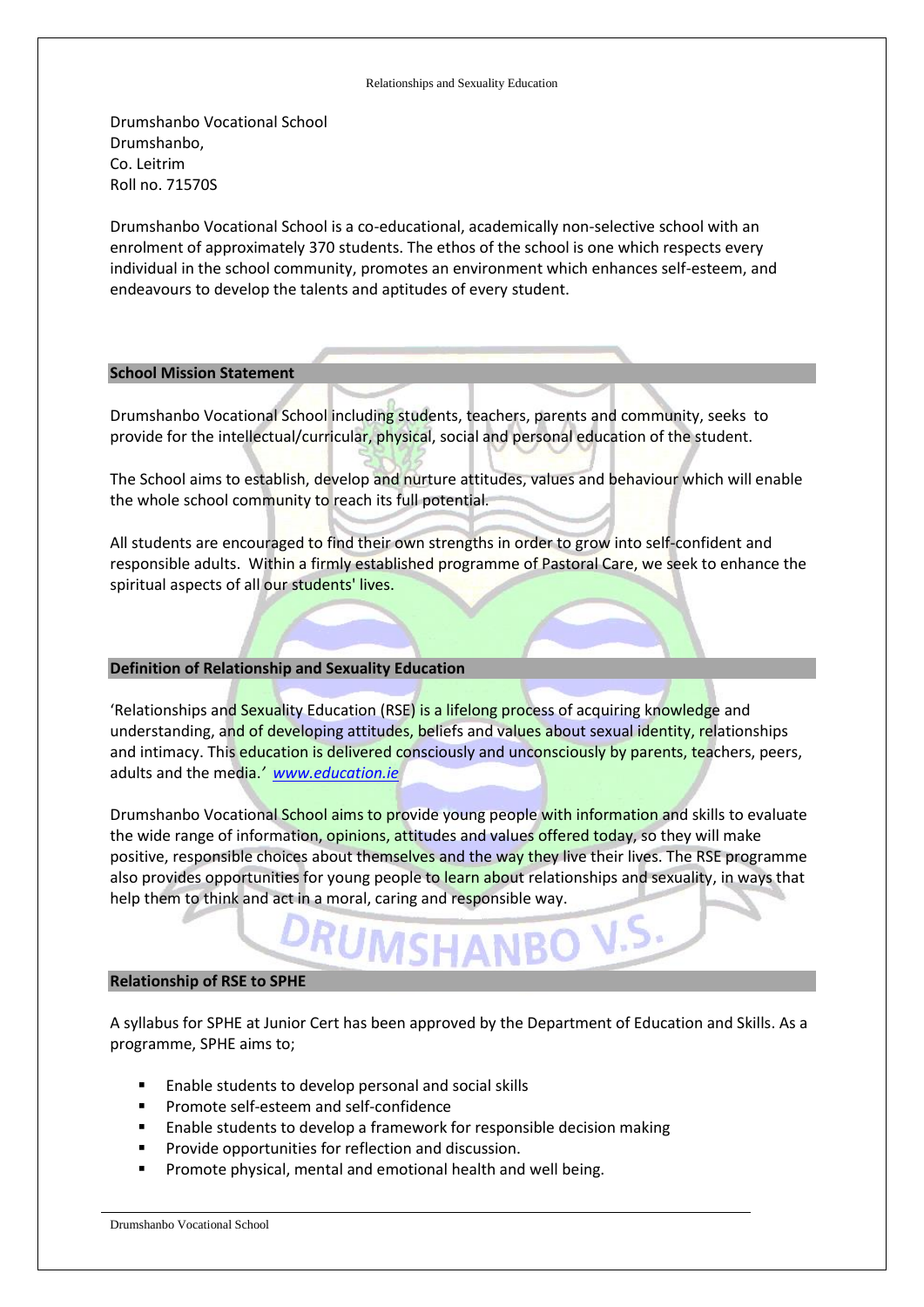Drumshanbo Vocational School
Drumshanbo,
Co. Leitrim
Roll no. 71570S

Drumshanbo Vocational School is a co-educational, academically non-selective school with an enrolment of approximately 370 students. The ethos of the school is one which respects every individual in the school community, promotes an environment which enhances self-esteem, and endeavours to develop the talents and aptitudes of every student.

## School Mission Statement

Drumshanbo Vocational School including students, teachers, parents and community, seeks to provide for the intellectual/curricular, physical, social and personal education of the student.

The School aims to establish, develop and nurture attitudes, values and behaviour which will enable the whole school community to reach its full potential.

All students are encouraged to find their own strengths in order to grow into self-confident and responsible adults. Within a firmly established programme of Pastoral Care, we seek to enhance the spiritual aspects of all our students' lives.

## Definition of Relationship and Sexuality Education

'Relationships and Sexuality Education (RSE) is a lifelong process of acquiring knowledge and understanding, and of developing attitudes, beliefs and values about sexual identity, relationships and intimacy. This education is delivered consciously and unconsciously by parents, teachers, peers, adults and the media.' *www.education.ie*

Drumshanbo Vocational School aims to provide young people with information and skills to evaluate the wide range of information, opinions, attitudes and values offered today, so they will make positive, responsible choices about themselves and the way they live their lives. The RSE programme also provides opportunities for young people to learn about relationships and sexuality, in ways that help them to think and act in a moral, caring and responsible way.

## Relationship of RSE to SPHE

A syllabus for SPHE at Junior Cert has been approved by the Department of Education and Skills. As a programme, SPHE aims to;

- Enable students to develop personal and social skills
- Promote self-esteem and self-confidence
- Enable students to develop a framework for responsible decision making
- Provide opportunities for reflection and discussion.
- Promote physical, mental and emotional health and well being.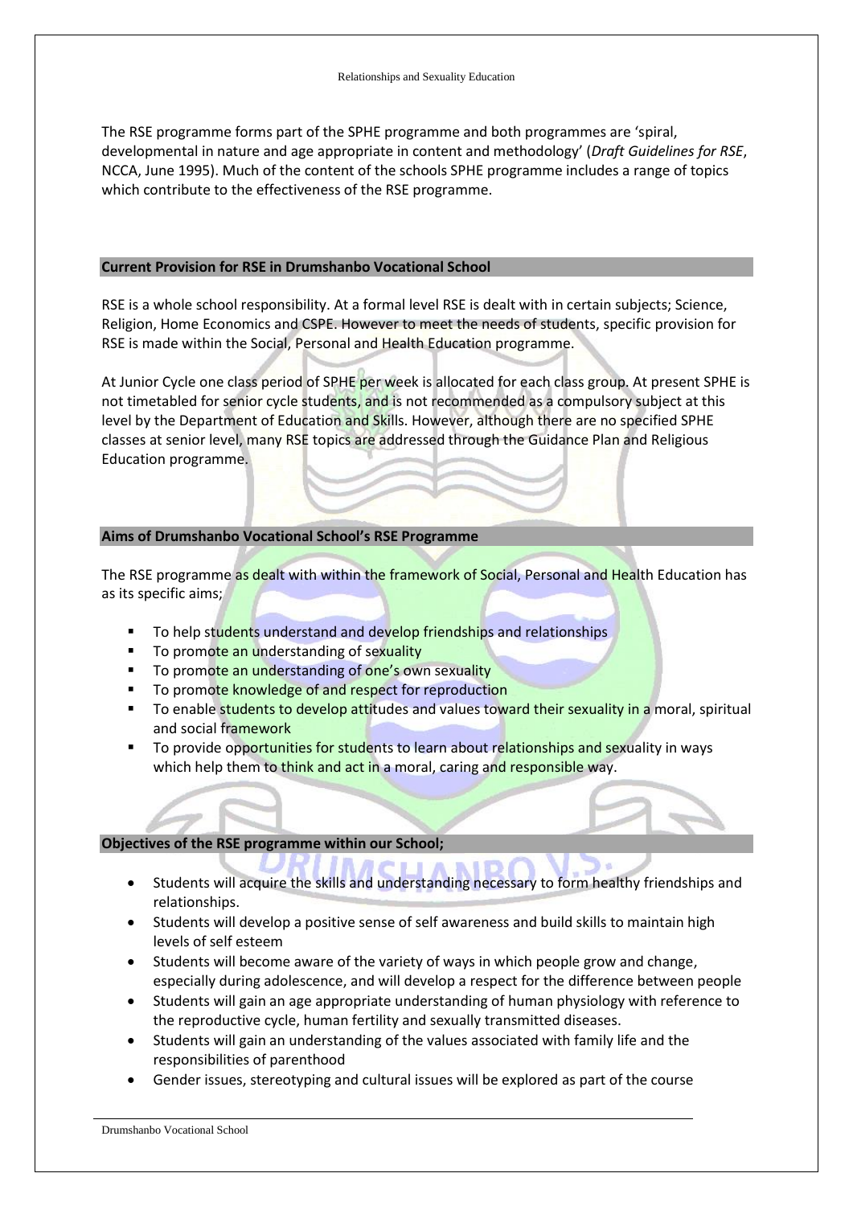The RSE programme forms part of the SPHE programme and both programmes are 'spiral, developmental in nature and age appropriate in content and methodology' (*Draft Guidelines for RSE*, NCCA, June 1995). Much of the content of the schools SPHE programme includes a range of topics which contribute to the effectiveness of the RSE programme.

## Current Provision for RSE in Drumshanbo Vocational School

RSE is a whole school responsibility. At a formal level RSE is dealt with in certain subjects; Science, Religion, Home Economics and CSPE. However to meet the needs of students, specific provision for RSE is made within the Social, Personal and Health Education programme.

At Junior Cycle one class period of SPHE per week is allocated for each class group. At present SPHE is not timetabled for senior cycle students, and is not recommended as a compulsory subject at this level by the Department of Education and Skills. However, although there are no specified SPHE classes at senior level, many RSE topics are addressed through the Guidance Plan and Religious Education programme.

## Aims of Drumshanbo Vocational School's RSE Programme

The RSE programme as dealt with within the framework of Social, Personal and Health Education has as its specific aims;

- To help students understand and develop friendships and relationships
- To promote an understanding of sexuality
- To promote an understanding of one's own sexuality
- To promote knowledge of and respect for reproduction
- To enable students to develop attitudes and values toward their sexuality in a moral, spiritual and social framework
- To provide opportunities for students to learn about relationships and sexuality in ways which help them to think and act in a moral, caring and responsible way.

## Objectives of the RSE programme within our School;

- Students will acquire the skills and understanding necessary to form healthy friendships and relationships.
- Students will develop a positive sense of self awareness and build skills to maintain high levels of self esteem
- Students will become aware of the variety of ways in which people grow and change, especially during adolescence, and will develop a respect for the difference between people
- Students will gain an age appropriate understanding of human physiology with reference to the reproductive cycle, human fertility and sexually transmitted diseases.
- Students will gain an understanding of the values associated with family life and the responsibilities of parenthood
- Gender issues, stereotyping and cultural issues will be explored as part of the course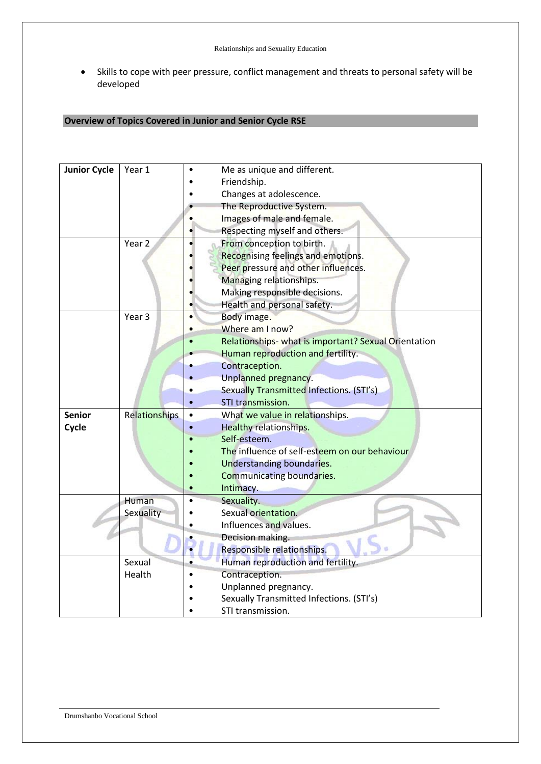- Skills to cope with peer pressure, conflict management and threats to personal safety will be developed

## Overview of Topics Covered in Junior and Senior Cycle RSE

| | | |
|---|---|---|
| **Junior Cycle** | Year 1 | • Me as unique and different.<br>• Friendship.<br>• Changes at adolescence.<br>• The Reproductive System.<br>• Images of male and female.<br>• Respecting myself and others. |
| | Year 2 | • From conception to birth.<br>• Recognising feelings and emotions.<br>• Peer pressure and other influences.<br>• Managing relationships.<br>• Making responsible decisions.<br>• Health and personal safety. |
| | Year 3 | • Body image.<br>• Where am I now?<br>• Relationships- what is important? Sexual Orientation<br>• Human reproduction and fertility.<br>• Contraception.<br>• Unplanned pregnancy.<br>• Sexually Transmitted Infections. (STI's)<br>• STI transmission. |
| **Senior Cycle** | Relationships | • What we value in relationships.<br>• Healthy relationships.<br>• Self-esteem.<br>• The influence of self-esteem on our behaviour<br>• Understanding boundaries.<br>• Communicating boundaries.<br>• Intimacy. |
| | Human Sexuality | • Sexuality.<br>• Sexual orientation.<br>• Influences and values.<br>• Decision making.<br>• Responsible relationships. |
| | Sexual Health | • Human reproduction and fertility.<br>• Contraception.<br>• Unplanned pregnancy.<br>• Sexually Transmitted Infections. (STI's)<br>• STI transmission. |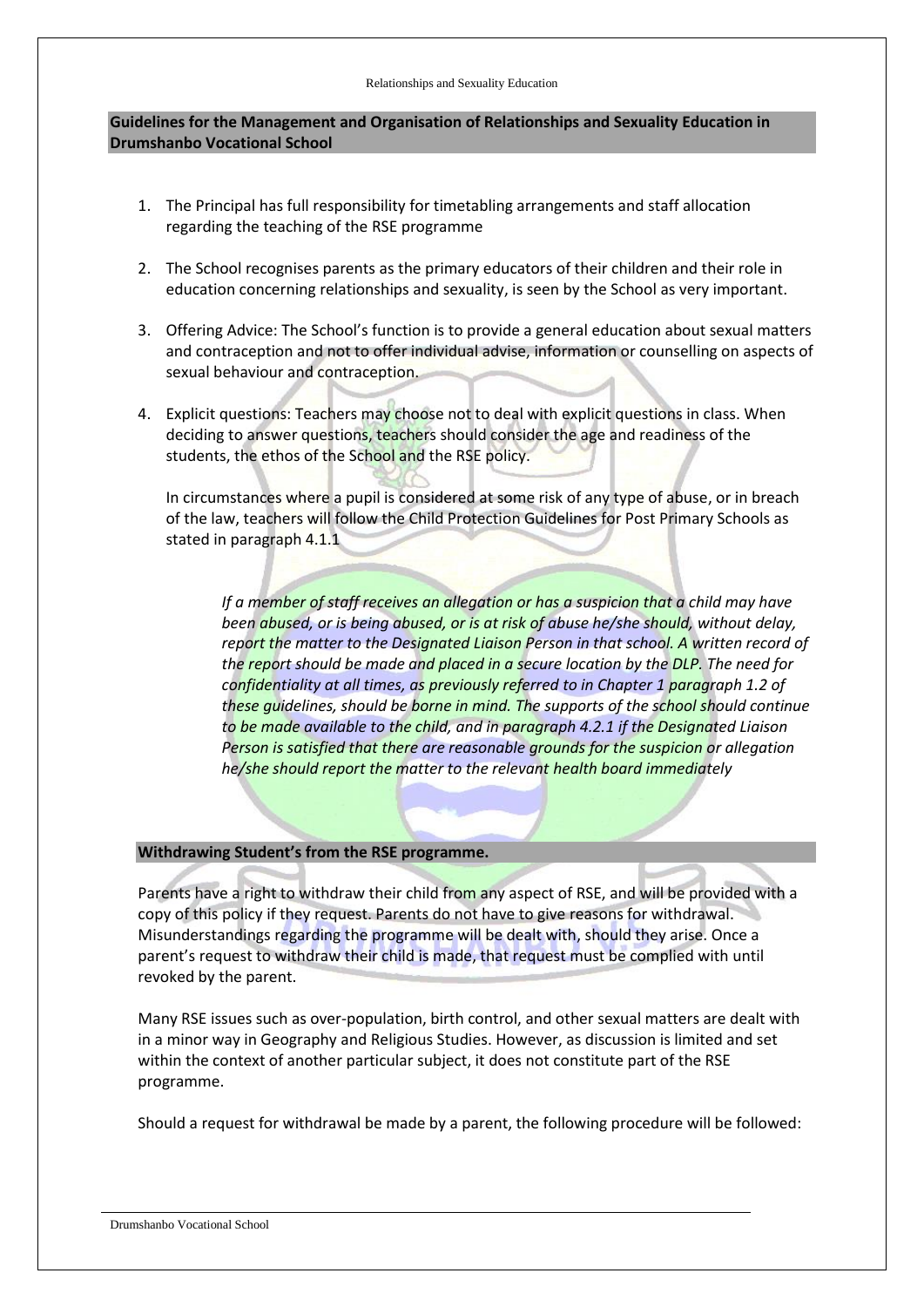## Guidelines for the Management and Organisation of Relationships and Sexuality Education in Drumshanbo Vocational School

1. The Principal has full responsibility for timetabling arrangements and staff allocation regarding the teaching of the RSE programme

2. The School recognises parents as the primary educators of their children and their role in education concerning relationships and sexuality, is seen by the School as very important.

3. Offering Advice: The School's function is to provide a general education about sexual matters and contraception and not to offer individual advise, information or counselling on aspects of sexual behaviour and contraception.

4. Explicit questions: Teachers may choose not to deal with explicit questions in class. When deciding to answer questions, teachers should consider the age and readiness of the students, the ethos of the School and the RSE policy.

   In circumstances where a pupil is considered at some risk of any type of abuse, or in breach of the law, teachers will follow the Child Protection Guidelines for Post Primary Schools as stated in paragraph 4.1.1

   > *If a member of staff receives an allegation or has a suspicion that a child may have been abused, or is being abused, or is at risk of abuse he/she should, without delay, report the matter to the Designated Liaison Person in that school. A written record of the report should be made and placed in a secure location by the DLP. The need for confidentiality at all times, as previously referred to in Chapter 1 paragraph 1.2 of these guidelines, should be borne in mind. The supports of the school should continue to be made available to the child, and in paragraph 4.2.1 if the Designated Liaison Person is satisfied that there are reasonable grounds for the suspicion or allegation he/she should report the matter to the relevant health board immediately*

## Withdrawing Student's from the RSE programme.

Parents have a right to withdraw their child from any aspect of RSE, and will be provided with a copy of this policy if they request. Parents do not have to give reasons for withdrawal. Misunderstandings regarding the programme will be dealt with, should they arise. Once a parent's request to withdraw their child is made, that request must be complied with until revoked by the parent.

Many RSE issues such as over-population, birth control, and other sexual matters are dealt with in a minor way in Geography and Religious Studies. However, as discussion is limited and set within the context of another particular subject, it does not constitute part of the RSE programme.

Should a request for withdrawal be made by a parent, the following procedure will be followed: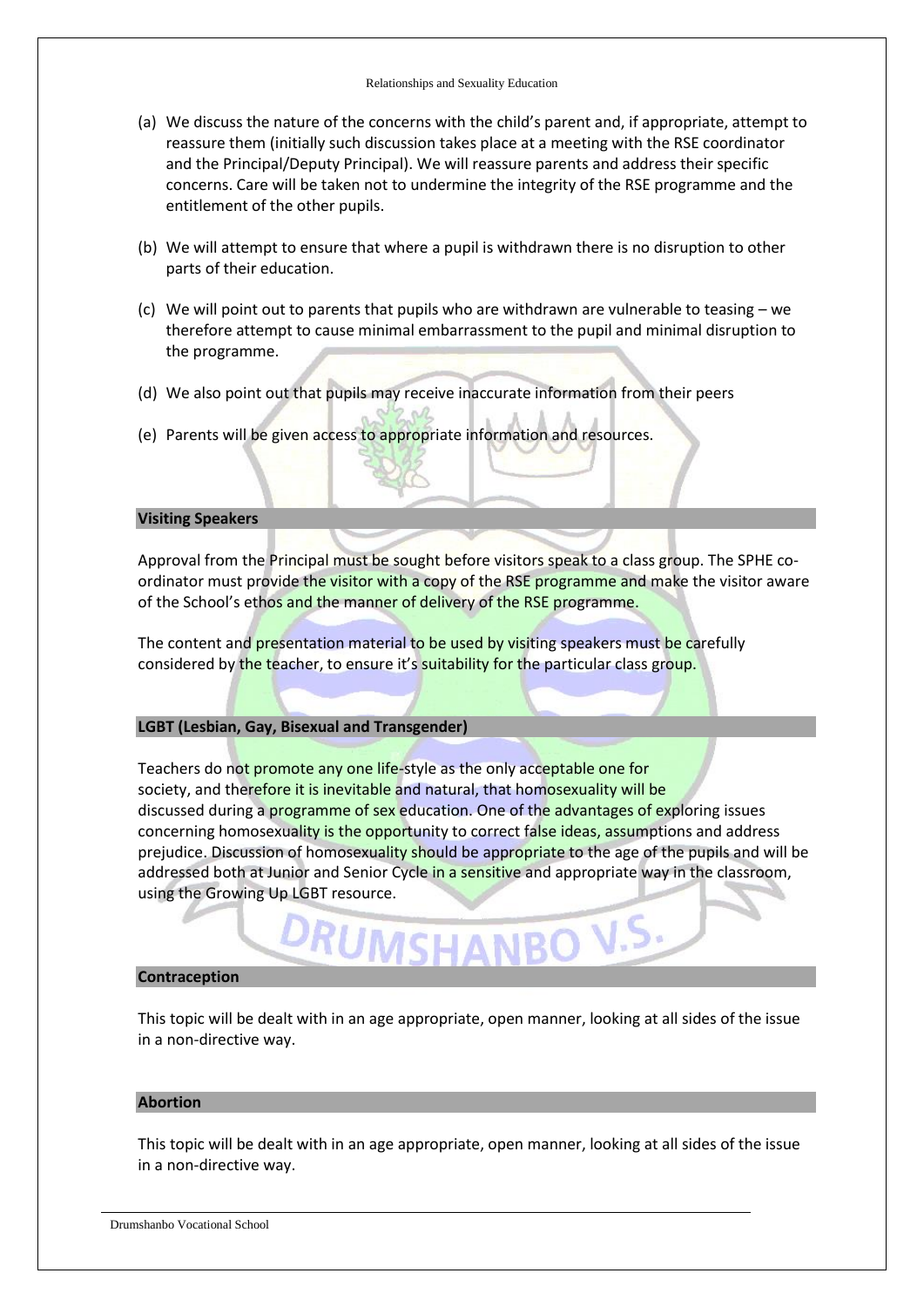(a) We discuss the nature of the concerns with the child's parent and, if appropriate, attempt to reassure them (initially such discussion takes place at a meeting with the RSE coordinator and the Principal/Deputy Principal). We will reassure parents and address their specific concerns. Care will be taken not to undermine the integrity of the RSE programme and the entitlement of the other pupils.

(b) We will attempt to ensure that where a pupil is withdrawn there is no disruption to other parts of their education.

(c) We will point out to parents that pupils who are withdrawn are vulnerable to teasing – we therefore attempt to cause minimal embarrassment to the pupil and minimal disruption to the programme.

(d) We also point out that pupils may receive inaccurate information from their peers

(e) Parents will be given access to appropriate information and resources.

## Visiting Speakers

Approval from the Principal must be sought before visitors speak to a class group. The SPHE co-ordinator must provide the visitor with a copy of the RSE programme and make the visitor aware of the School's ethos and the manner of delivery of the RSE programme.

The content and presentation material to be used by visiting speakers must be carefully considered by the teacher, to ensure it's suitability for the particular class group.

## LGBT (Lesbian, Gay, Bisexual and Transgender)

Teachers do not promote any one life-style as the only acceptable one for society, and therefore it is inevitable and natural, that homosexuality will be discussed during a programme of sex education. One of the advantages of exploring issues concerning homosexuality is the opportunity to correct false ideas, assumptions and address prejudice. Discussion of homosexuality should be appropriate to the age of the pupils and will be addressed both at Junior and Senior Cycle in a sensitive and appropriate way in the classroom, using the Growing Up LGBT resource.

## Contraception

This topic will be dealt with in an age appropriate, open manner, looking at all sides of the issue in a non-directive way.

## Abortion

This topic will be dealt with in an age appropriate, open manner, looking at all sides of the issue in a non-directive way.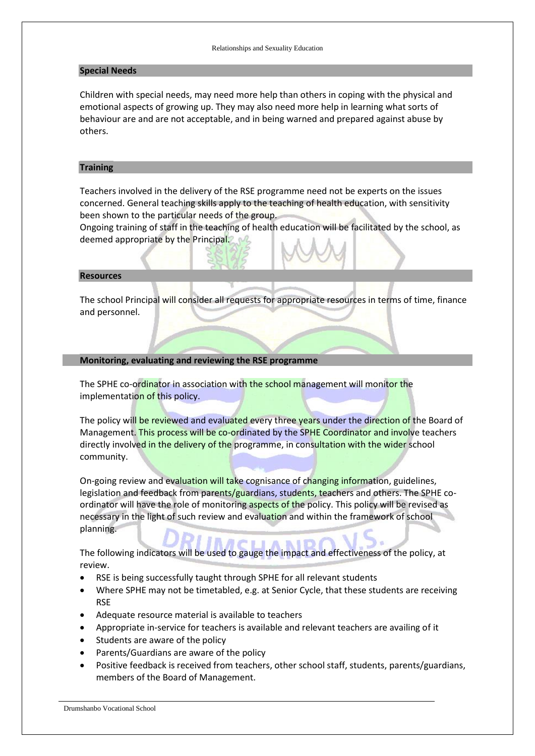## Special Needs

Children with special needs, may need more help than others in coping with the physical and emotional aspects of growing up. They may also need more help in learning what sorts of behaviour are and are not acceptable, and in being warned and prepared against abuse by others.

## Training

Teachers involved in the delivery of the RSE programme need not be experts on the issues concerned. General teaching skills apply to the teaching of health education, with sensitivity been shown to the particular needs of the group.
Ongoing training of staff in the teaching of health education will be facilitated by the school, as deemed appropriate by the Principal.

## Resources

The school Principal will consider all requests for appropriate resources in terms of time, finance and personnel.

## Monitoring, evaluating and reviewing the RSE programme

The SPHE co-ordinator in association with the school management will monitor the implementation of this policy.

The policy will be reviewed and evaluated every three years under the direction of the Board of Management. This process will be co-ordinated by the SPHE Coordinator and involve teachers directly involved in the delivery of the programme, in consultation with the wider school community.

On-going review and evaluation will take cognisance of changing information, guidelines, legislation and feedback from parents/guardians, students, teachers and others. The SPHE co-ordinator will have the role of monitoring aspects of the policy. This policy will be revised as necessary in the light of such review and evaluation and within the framework of school planning.

The following indicators will be used to gauge the impact and effectiveness of the policy, at review.

- RSE is being successfully taught through SPHE for all relevant students
- Where SPHE may not be timetabled, e.g. at Senior Cycle, that these students are receiving RSE
- Adequate resource material is available to teachers
- Appropriate in-service for teachers is available and relevant teachers are availing of it
- Students are aware of the policy
- Parents/Guardians are aware of the policy
- Positive feedback is received from teachers, other school staff, students, parents/guardians, members of the Board of Management.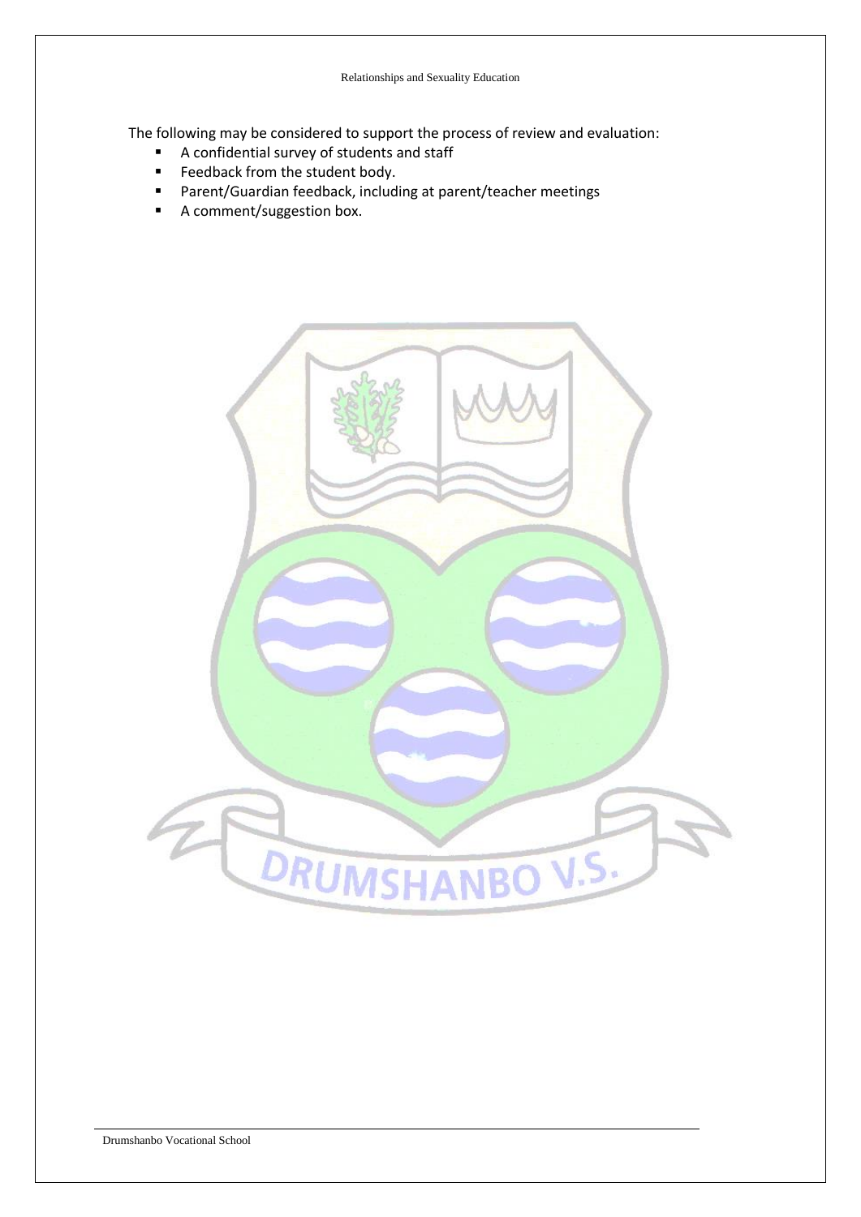The following may be considered to support the process of review and evaluation:

- A confidential survey of students and staff
- Feedback from the student body.
- Parent/Guardian feedback, including at parent/teacher meetings
- A comment/suggestion box.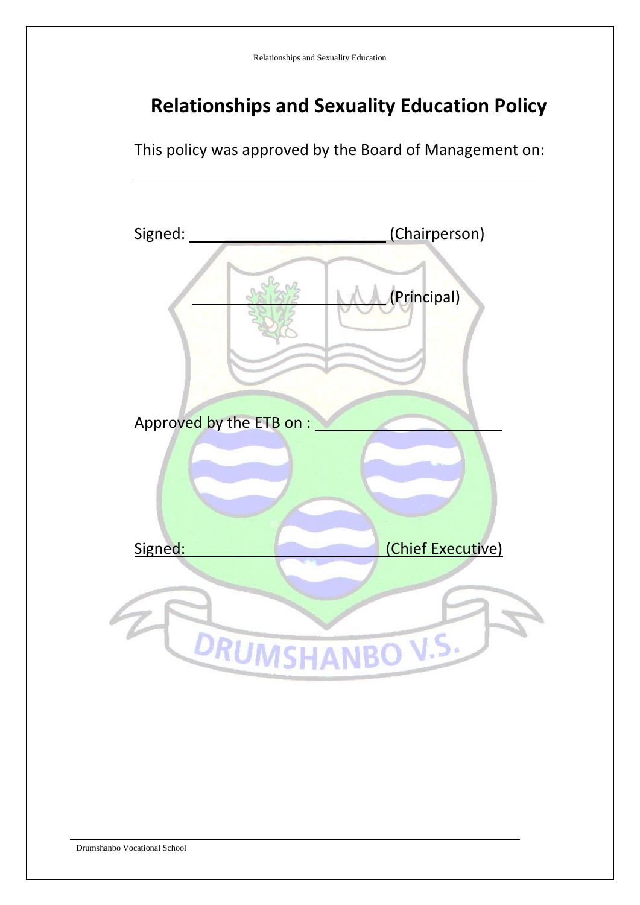# Relationships and Sexuality Education Policy

This policy was approved by the Board of Management on:

\_\_\_\_\_\_\_\_\_\_\_\_\_\_\_\_\_\_\_\_\_\_\_\_\_\_\_\_\_\_\_\_\_\_\_\_\_\_\_\_\_\_\_\_\_\_\_\_

Signed: \_\_\_\_\_\_\_\_\_\_\_\_\_\_\_\_\_\_\_\_\_\_\_\_ (Chairperson)

\_\_\_\_\_\_\_\_\_\_\_\_\_\_\_\_\_\_\_\_\_\_\_\_ (Principal)

Approved by the ETB on : \_\_\_\_\_\_\_\_\_\_\_\_\_\_\_\_\_\_\_\_\_\_\_\_

Signed: \_\_\_\_\_\_\_\_\_\_\_\_\_\_\_\_\_\_\_\_\_\_\_\_ (Chief Executive)

DRUMSHANBO V.S.